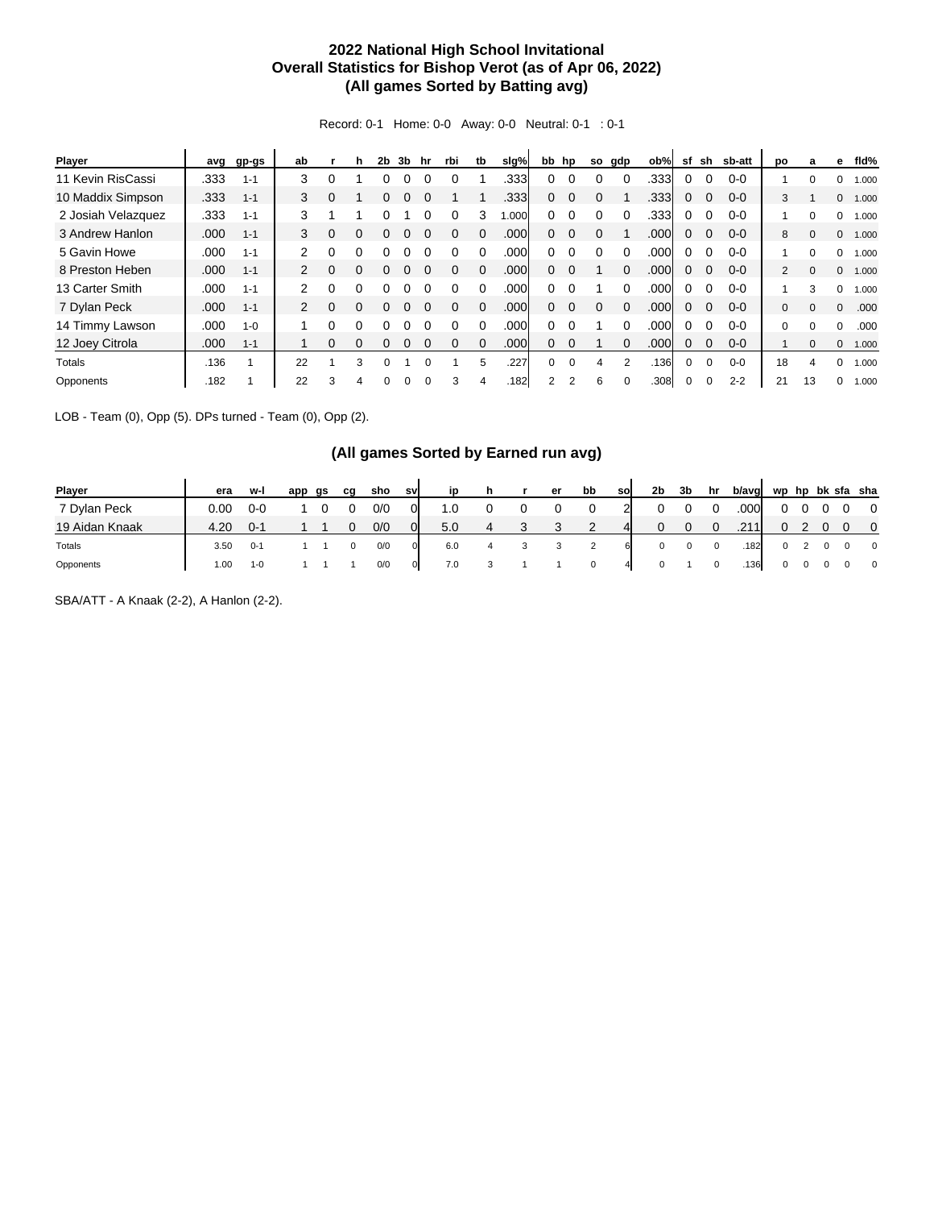# 2022 National High School Invitational
## Overall Statistics for Bishop Verot (as of Apr 06, 2022)
### (All games Sorted by Batting avg)

Record: 0-1 Home: 0-0 Away: 0-0 Neutral: 0-1 : 0-1

| Player | avg | gp-gs | ab | r | h | 2b | 3b | hr | rbi | tb | slg% | bb | hp | so | gdp | ob% | sf | sh | sb-att | po | a | e | fld% |
|---|---|---|---|---|---|---|---|---|---|---|---|---|---|---|---|---|---|---|---|---|---|---|---|
| 11 Kevin RisCassi | .333 | 1-1 | 3 | 0 | 1 | 0 | 0 | 0 | 0 | 1 | .333 | 0 | 0 | 0 | 0 | .333 | 0 | 0 | 0-0 | 1 | 0 | 0 | 1.000 |
| 10 Maddix Simpson | .333 | 1-1 | 3 | 0 | 1 | 0 | 0 | 0 | 1 | 1 | .333 | 0 | 0 | 0 | 1 | .333 | 0 | 0 | 0-0 | 3 | 1 | 0 | 1.000 |
| 2 Josiah Velazquez | .333 | 1-1 | 3 | 1 | 1 | 0 | 1 | 0 | 0 | 3 | 1.000 | 0 | 0 | 0 | 0 | .333 | 0 | 0 | 0-0 | 1 | 0 | 0 | 1.000 |
| 3 Andrew Hanlon | .000 | 1-1 | 3 | 0 | 0 | 0 | 0 | 0 | 0 | 0 | .000 | 0 | 0 | 0 | 1 | .000 | 0 | 0 | 0-0 | 8 | 0 | 0 | 1.000 |
| 5 Gavin Howe | .000 | 1-1 | 2 | 0 | 0 | 0 | 0 | 0 | 0 | 0 | .000 | 0 | 0 | 0 | 0 | .000 | 0 | 0 | 0-0 | 1 | 0 | 0 | 1.000 |
| 8 Preston Heben | .000 | 1-1 | 2 | 0 | 0 | 0 | 0 | 0 | 0 | 0 | .000 | 0 | 0 | 1 | 0 | .000 | 0 | 0 | 0-0 | 2 | 0 | 0 | 1.000 |
| 13 Carter Smith | .000 | 1-1 | 2 | 0 | 0 | 0 | 0 | 0 | 0 | 0 | .000 | 0 | 0 | 1 | 0 | .000 | 0 | 0 | 0-0 | 1 | 3 | 0 | 1.000 |
| 7 Dylan Peck | .000 | 1-1 | 2 | 0 | 0 | 0 | 0 | 0 | 0 | 0 | .000 | 0 | 0 | 0 | 0 | .000 | 0 | 0 | 0-0 | 0 | 0 | 0 | .000 |
| 14 Timmy Lawson | .000 | 1-0 | 1 | 0 | 0 | 0 | 0 | 0 | 0 | 0 | .000 | 0 | 0 | 1 | 0 | .000 | 0 | 0 | 0-0 | 0 | 0 | 0 | .000 |
| 12 Joey Citrola | .000 | 1-1 | 1 | 0 | 0 | 0 | 0 | 0 | 0 | 0 | .000 | 0 | 0 | 1 | 0 | .000 | 0 | 0 | 0-0 | 1 | 0 | 0 | 1.000 |
| Totals | .136 | 1 | 22 | 1 | 3 | 0 | 1 | 0 | 1 | 5 | .227 | 0 | 0 | 4 | 2 | .136 | 0 | 0 | 0-0 | 18 | 4 | 0 | 1.000 |
| Opponents | .182 | 1 | 22 | 3 | 4 | 0 | 0 | 0 | 3 | 4 | .182 | 2 | 2 | 6 | 0 | .308 | 0 | 0 | 2-2 | 21 | 13 | 0 | 1.000 |

LOB - Team (0), Opp (5). DPs turned - Team (0), Opp (2).

### (All games Sorted by Earned run avg)

| Player | era | w-l | app | gs | cg | sho | sv | ip | h | r | er | bb | so | 2b | 3b | hr | b/avg | wp | hp | bk | sfa | sha |
|---|---|---|---|---|---|---|---|---|---|---|---|---|---|---|---|---|---|---|---|---|---|---|
| 7 Dylan Peck | 0.00 | 0-0 | 1 | 0 | 0 | 0/0 | 0 | 1.0 | 0 | 0 | 0 | 0 | 2 | 0 | 0 | 0 | .000 | 0 | 0 | 0 | 0 | 0 |
| 19 Aidan Knaak | 4.20 | 0-1 | 1 | 1 | 0 | 0/0 | 0 | 5.0 | 4 | 3 | 3 | 2 | 4 | 0 | 0 | 0 | .211 | 0 | 2 | 0 | 0 | 0 |
| Totals | 3.50 | 0-1 | 1 | 1 | 0 | 0/0 | 0 | 6.0 | 4 | 3 | 3 | 2 | 6 | 0 | 0 | 0 | .182 | 0 | 2 | 0 | 0 | 0 |
| Opponents | 1.00 | 1-0 | 1 | 1 | 1 | 0/0 | 0 | 7.0 | 3 | 1 | 1 | 0 | 4 | 0 | 1 | 0 | .136 | 0 | 0 | 0 | 0 | 0 |

SBA/ATT - A Knaak (2-2), A Hanlon (2-2).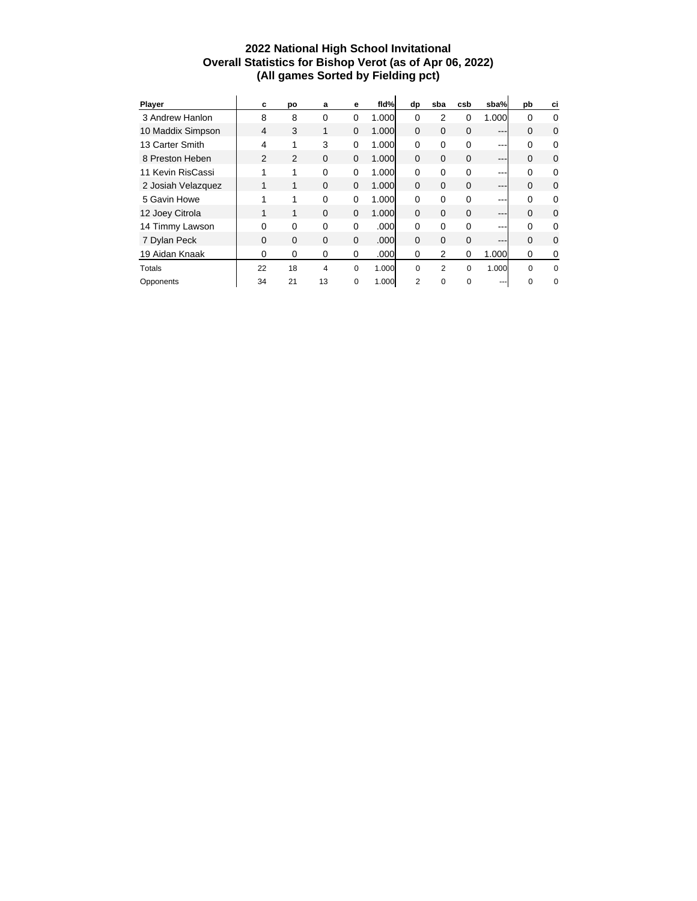### 2022 National High School Invitational
### Overall Statistics for Bishop Verot (as of Apr 06, 2022)
### (All games Sorted by Fielding pct)

| Player | c | po | a | e | fld% | dp | sba | csb | sba% | pb | ci |
|---|---|---|---|---|---|---|---|---|---|---|---|
| 3 Andrew Hanlon | 8 | 8 | 0 | 0 | 1.000 | 0 | 2 | 0 | 1.000 | 0 | 0 |
| 10 Maddix Simpson | 4 | 3 | 1 | 0 | 1.000 | 0 | 0 | 0 | --- | 0 | 0 |
| 13 Carter Smith | 4 | 1 | 3 | 0 | 1.000 | 0 | 0 | 0 | --- | 0 | 0 |
| 8 Preston Heben | 2 | 2 | 0 | 0 | 1.000 | 0 | 0 | 0 | --- | 0 | 0 |
| 11 Kevin RisCassi | 1 | 1 | 0 | 0 | 1.000 | 0 | 0 | 0 | --- | 0 | 0 |
| 2 Josiah Velazquez | 1 | 1 | 0 | 0 | 1.000 | 0 | 0 | 0 | --- | 0 | 0 |
| 5 Gavin Howe | 1 | 1 | 0 | 0 | 1.000 | 0 | 0 | 0 | --- | 0 | 0 |
| 12 Joey Citrola | 1 | 1 | 0 | 0 | 1.000 | 0 | 0 | 0 | --- | 0 | 0 |
| 14 Timmy Lawson | 0 | 0 | 0 | 0 | .000 | 0 | 0 | 0 | --- | 0 | 0 |
| 7 Dylan Peck | 0 | 0 | 0 | 0 | .000 | 0 | 0 | 0 | --- | 0 | 0 |
| 19 Aidan Knaak | 0 | 0 | 0 | 0 | .000 | 0 | 2 | 0 | 1.000 | 0 | 0 |
| Totals | 22 | 18 | 4 | 0 | 1.000 | 0 | 2 | 0 | 1.000 | 0 | 0 |
| Opponents | 34 | 21 | 13 | 0 | 1.000 | 2 | 0 | 0 | --- | 0 | 0 |